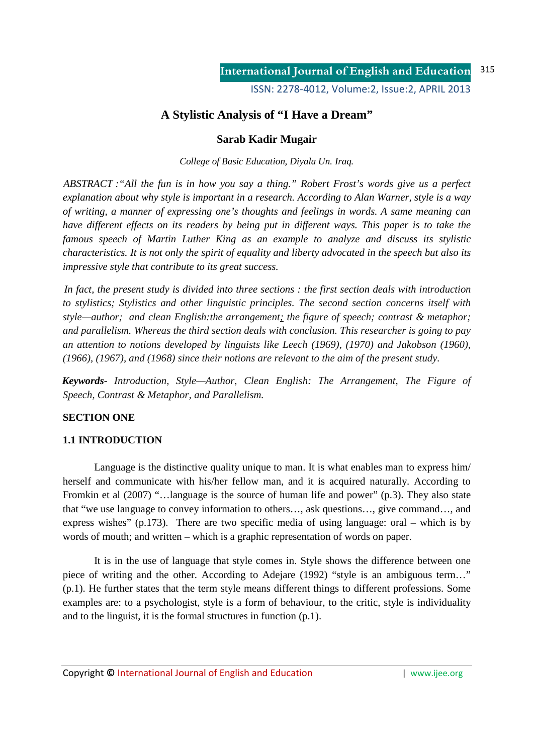# A Stylistic Analysis of "I Have a Dream"

**Sarab Kadir Mugair**

*College of Basic Education, Diyala Un. Iraq.*

*ABSTRACT :"All the fun is in how you say a thing." Robert Frost's words give us a perfect explanation about why style is important in a research. According to Alan Warner, style is a way of writing, a manner of expressing one's thoughts and feelings in words. A same meaning can have different effects on its readers by being put in different ways. This paper is to take the famous speech of Martin Luther King as an example to analyze and discuss its stylistic characteristics. It is not only the spirit of equality and liberty advocated in the speech but also its impressive style that contribute to its great success.*

*In fact, the present study is divided into three sections : the first section deals with introduction to stylistics; Stylistics and other linguistic principles. The second section concerns itself with style—author; and clean English:the arrangement; the figure of speech; contrast & metaphor; and parallelism. Whereas the third section deals with conclusion. This researcher is going to pay an attention to notions developed by linguists like Leech (1969), (1970) and Jakobson (1960), (1966), (1967), and (1968) since their notions are relevant to the aim of the present study.*

***Keywords****- Introduction, Style—Author, Clean English: The Arrangement, The Figure of Speech, Contrast & Metaphor, and Parallelism.*

## SECTION ONE

### 1.1 INTRODUCTION

Language is the distinctive quality unique to man. It is what enables man to express him/ herself and communicate with his/her fellow man, and it is acquired naturally. According to Fromkin et al (2007) "…language is the source of human life and power" (p.3). They also state that "we use language to convey information to others…, ask questions…, give command…, and express wishes" (p.173). There are two specific media of using language: oral – which is by words of mouth; and written – which is a graphic representation of words on paper.

It is in the use of language that style comes in. Style shows the difference between one piece of writing and the other. According to Adejare (1992) "style is an ambiguous term…" (p.1). He further states that the term style means different things to different professions. Some examples are: to a psychologist, style is a form of behaviour, to the critic, style is individuality and to the linguist, it is the formal structures in function (p.1).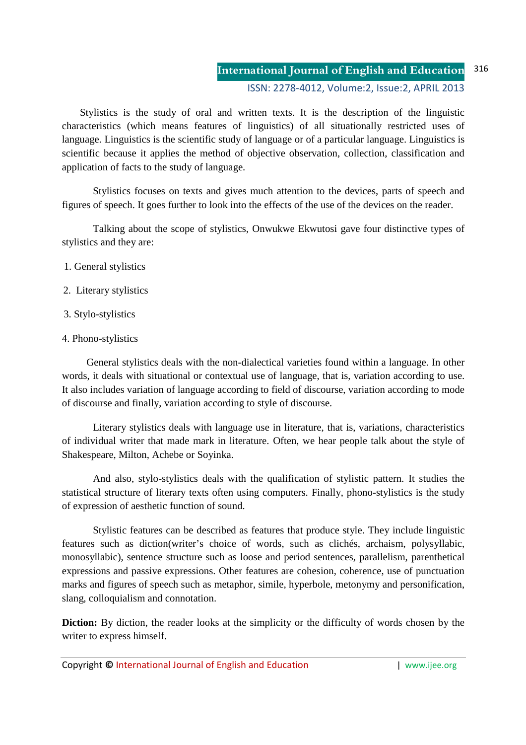Stylistics is the study of oral and written texts. It is the description of the linguistic characteristics (which means features of linguistics) of all situationally restricted uses of language. Linguistics is the scientific study of language or of a particular language. Linguistics is scientific because it applies the method of objective observation, collection, classification and application of facts to the study of language.

Stylistics focuses on texts and gives much attention to the devices, parts of speech and figures of speech. It goes further to look into the effects of the use of the devices on the reader.

Talking about the scope of stylistics, Onwukwe Ekwutosi gave four distinctive types of stylistics and they are:

1. General stylistics
2. Literary stylistics
3. Stylo-stylistics
4. Phono-stylistics

General stylistics deals with the non-dialectical varieties found within a language. In other words, it deals with situational or contextual use of language, that is, variation according to use. It also includes variation of language according to field of discourse, variation according to mode of discourse and finally, variation according to style of discourse.

Literary stylistics deals with language use in literature, that is, variations, characteristics of individual writer that made mark in literature. Often, we hear people talk about the style of Shakespeare, Milton, Achebe or Soyinka.

And also, stylo-stylistics deals with the qualification of stylistic pattern. It studies the statistical structure of literary texts often using computers. Finally, phono-stylistics is the study of expression of aesthetic function of sound.

Stylistic features can be described as features that produce style. They include linguistic features such as diction(writer's choice of words, such as clichés, archaism, polysyllabic, monosyllabic), sentence structure such as loose and period sentences, parallelism, parenthetical expressions and passive expressions. Other features are cohesion, coherence, use of punctuation marks and figures of speech such as metaphor, simile, hyperbole, metonymy and personification, slang, colloquialism and connotation.

**Diction:** By diction, the reader looks at the simplicity or the difficulty of words chosen by the writer to express himself.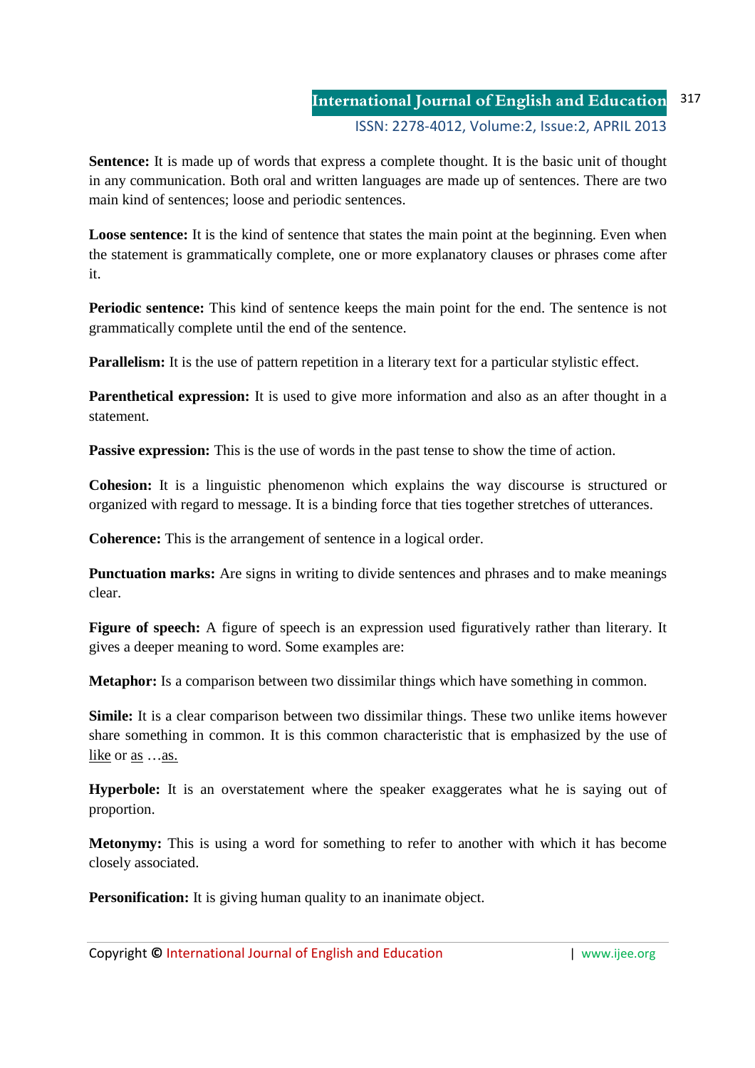**Sentence:** It is made up of words that express a complete thought. It is the basic unit of thought in any communication. Both oral and written languages are made up of sentences. There are two main kind of sentences; loose and periodic sentences.

**Loose sentence:** It is the kind of sentence that states the main point at the beginning. Even when the statement is grammatically complete, one or more explanatory clauses or phrases come after it.

**Periodic sentence:** This kind of sentence keeps the main point for the end. The sentence is not grammatically complete until the end of the sentence.

**Parallelism:** It is the use of pattern repetition in a literary text for a particular stylistic effect.

**Parenthetical expression:** It is used to give more information and also as an after thought in a statement.

**Passive expression:** This is the use of words in the past tense to show the time of action.

**Cohesion:** It is a linguistic phenomenon which explains the way discourse is structured or organized with regard to message. It is a binding force that ties together stretches of utterances.

**Coherence:** This is the arrangement of sentence in a logical order.

**Punctuation marks:** Are signs in writing to divide sentences and phrases and to make meanings clear.

**Figure of speech:** A figure of speech is an expression used figuratively rather than literary. It gives a deeper meaning to word. Some examples are:

**Metaphor:** Is a comparison between two dissimilar things which have something in common.

**Simile:** It is a clear comparison between two dissimilar things. These two unlike items however share something in common. It is this common characteristic that is emphasized by the use of <u>like</u> or <u>as</u> …<u>as.</u>

**Hyperbole:** It is an overstatement where the speaker exaggerates what he is saying out of proportion.

**Metonymy:** This is using a word for something to refer to another with which it has become closely associated.

**Personification:** It is giving human quality to an inanimate object.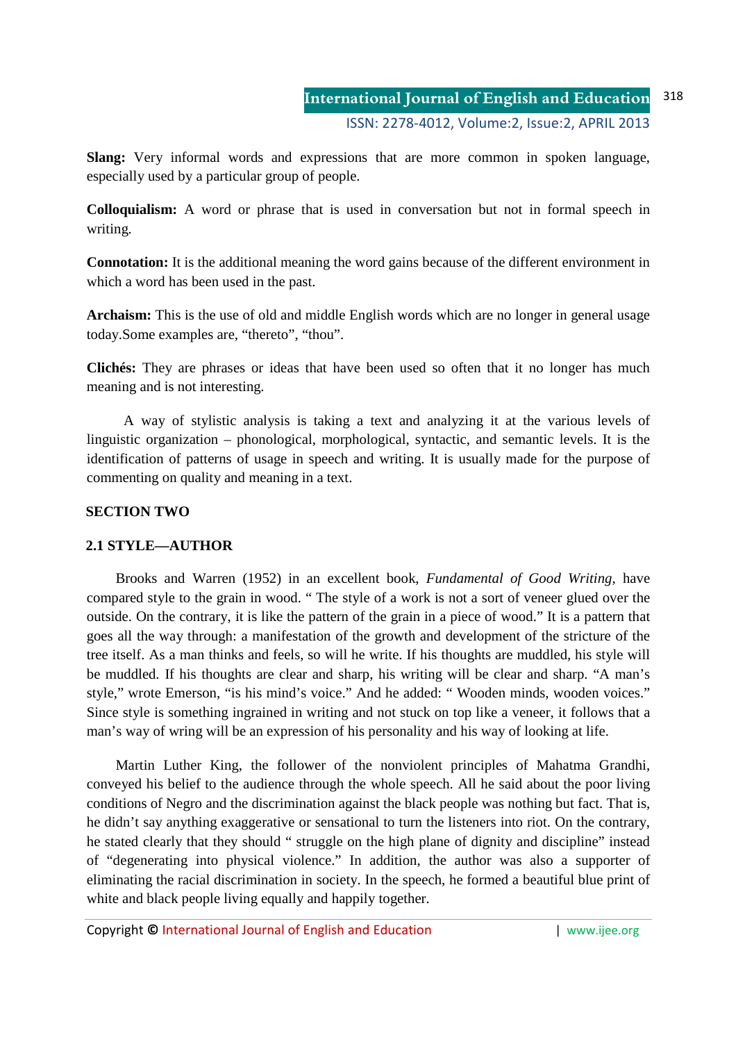**Slang:** Very informal words and expressions that are more common in spoken language, especially used by a particular group of people.

**Colloquialism:** A word or phrase that is used in conversation but not in formal speech in writing.

**Connotation:** It is the additional meaning the word gains because of the different environment in which a word has been used in the past.

**Archaism:** This is the use of old and middle English words which are no longer in general usage today.Some examples are, "thereto", "thou".

**Clichés:** They are phrases or ideas that have been used so often that it no longer has much meaning and is not interesting.

A way of stylistic analysis is taking a text and analyzing it at the various levels of linguistic organization – phonological, morphological, syntactic, and semantic levels. It is the identification of patterns of usage in speech and writing. It is usually made for the purpose of commenting on quality and meaning in a text.

## SECTION TWO

### 2.1 STYLE—AUTHOR

Brooks and Warren (1952) in an excellent book, *Fundamental of Good Writing*, have compared style to the grain in wood. " The style of a work is not a sort of veneer glued over the outside. On the contrary, it is like the pattern of the grain in a piece of wood." It is a pattern that goes all the way through: a manifestation of the growth and development of the stricture of the tree itself. As a man thinks and feels, so will he write. If his thoughts are muddled, his style will be muddled. If his thoughts are clear and sharp, his writing will be clear and sharp. "A man's style," wrote Emerson, "is his mind's voice." And he added: " Wooden minds, wooden voices." Since style is something ingrained in writing and not stuck on top like a veneer, it follows that a man's way of wring will be an expression of his personality and his way of looking at life.

Martin Luther King, the follower of the nonviolent principles of Mahatma Grandhi, conveyed his belief to the audience through the whole speech. All he said about the poor living conditions of Negro and the discrimination against the black people was nothing but fact. That is, he didn't say anything exaggerative or sensational to turn the listeners into riot. On the contrary, he stated clearly that they should " struggle on the high plane of dignity and discipline" instead of "degenerating into physical violence." In addition, the author was also a supporter of eliminating the racial discrimination in society. In the speech, he formed a beautiful blue print of white and black people living equally and happily together.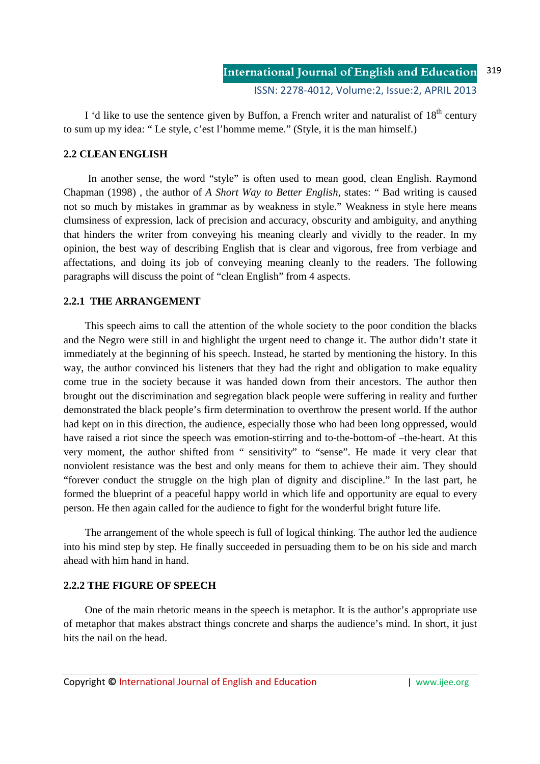I 'd like to use the sentence given by Buffon, a French writer and naturalist of 18th century to sum up my idea: " Le style, c'est l'homme meme." (Style, it is the man himself.)

### 2.2 CLEAN ENGLISH

In another sense, the word "style" is often used to mean good, clean English. Raymond Chapman (1998) , the author of *A Short Way to Better English*, states: " Bad writing is caused not so much by mistakes in grammar as by weakness in style." Weakness in style here means clumsiness of expression, lack of precision and accuracy, obscurity and ambiguity, and anything that hinders the writer from conveying his meaning clearly and vividly to the reader. In my opinion, the best way of describing English that is clear and vigorous, free from verbiage and affectations, and doing its job of conveying meaning cleanly to the readers. The following paragraphs will discuss the point of "clean English" from 4 aspects.

#### 2.2.1 THE ARRANGEMENT

This speech aims to call the attention of the whole society to the poor condition the blacks and the Negro were still in and highlight the urgent need to change it. The author didn't state it immediately at the beginning of his speech. Instead, he started by mentioning the history. In this way, the author convinced his listeners that they had the right and obligation to make equality come true in the society because it was handed down from their ancestors. The author then brought out the discrimination and segregation black people were suffering in reality and further demonstrated the black people's firm determination to overthrow the present world. If the author had kept on in this direction, the audience, especially those who had been long oppressed, would have raised a riot since the speech was emotion-stirring and to-the-bottom-of –the-heart. At this very moment, the author shifted from " sensitivity" to "sense". He made it very clear that nonviolent resistance was the best and only means for them to achieve their aim. They should "forever conduct the struggle on the high plan of dignity and discipline." In the last part, he formed the blueprint of a peaceful happy world in which life and opportunity are equal to every person. He then again called for the audience to fight for the wonderful bright future life.

The arrangement of the whole speech is full of logical thinking. The author led the audience into his mind step by step. He finally succeeded in persuading them to be on his side and march ahead with him hand in hand.

#### 2.2.2 THE FIGURE OF SPEECH

One of the main rhetoric means in the speech is metaphor. It is the author's appropriate use of metaphor that makes abstract things concrete and sharps the audience's mind. In short, it just hits the nail on the head.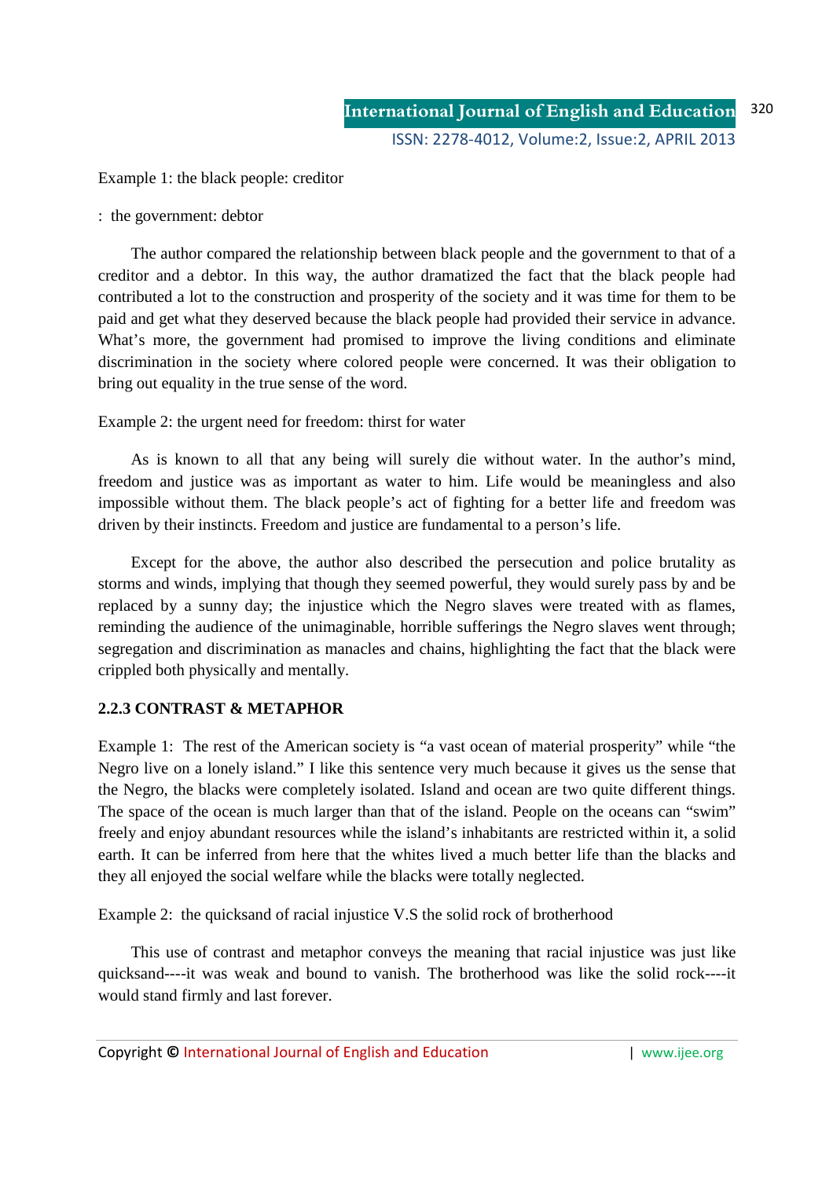Example 1: the black people: creditor

: the government: debtor

The author compared the relationship between black people and the government to that of a creditor and a debtor. In this way, the author dramatized the fact that the black people had contributed a lot to the construction and prosperity of the society and it was time for them to be paid and get what they deserved because the black people had provided their service in advance. What's more, the government had promised to improve the living conditions and eliminate discrimination in the society where colored people were concerned. It was their obligation to bring out equality in the true sense of the word.

Example 2: the urgent need for freedom: thirst for water

As is known to all that any being will surely die without water. In the author's mind, freedom and justice was as important as water to him. Life would be meaningless and also impossible without them. The black people's act of fighting for a better life and freedom was driven by their instincts. Freedom and justice are fundamental to a person's life.

Except for the above, the author also described the persecution and police brutality as storms and winds, implying that though they seemed powerful, they would surely pass by and be replaced by a sunny day; the injustice which the Negro slaves were treated with as flames, reminding the audience of the unimaginable, horrible sufferings the Negro slaves went through; segregation and discrimination as manacles and chains, highlighting the fact that the black were crippled both physically and mentally.

### 2.2.3 CONTRAST & METAPHOR

Example 1: The rest of the American society is "a vast ocean of material prosperity" while "the Negro live on a lonely island." I like this sentence very much because it gives us the sense that the Negro, the blacks were completely isolated. Island and ocean are two quite different things. The space of the ocean is much larger than that of the island. People on the oceans can "swim" freely and enjoy abundant resources while the island's inhabitants are restricted within it, a solid earth. It can be inferred from here that the whites lived a much better life than the blacks and they all enjoyed the social welfare while the blacks were totally neglected.

Example 2: the quicksand of racial injustice V.S the solid rock of brotherhood

This use of contrast and metaphor conveys the meaning that racial injustice was just like quicksand----it was weak and bound to vanish. The brotherhood was like the solid rock----it would stand firmly and last forever.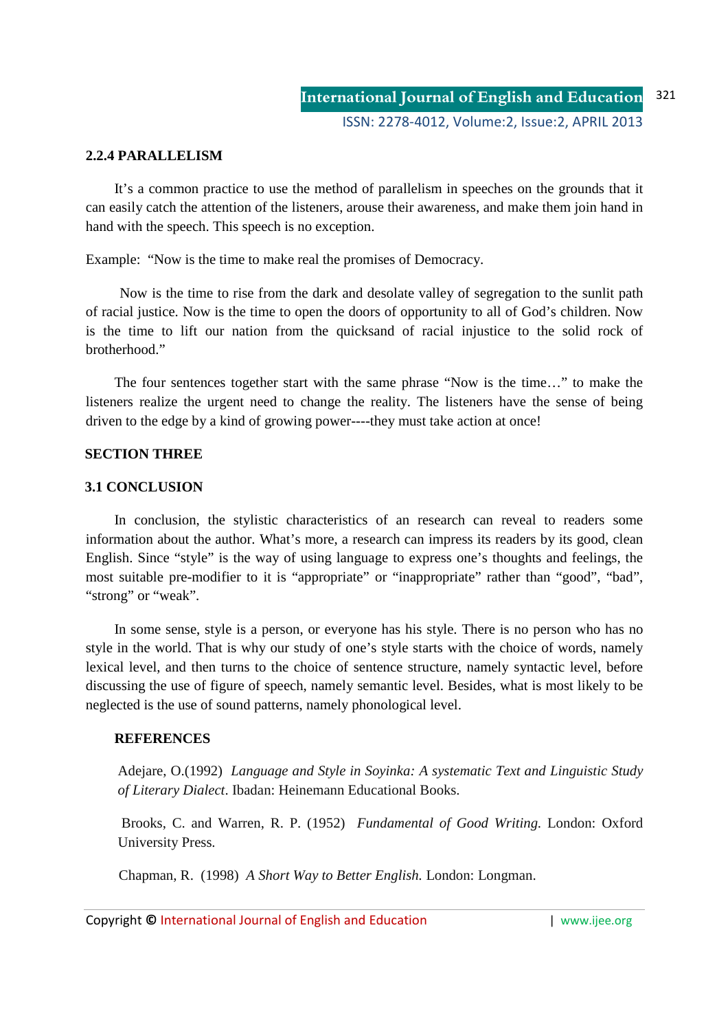### 2.2.4 PARALLELISM

It's a common practice to use the method of parallelism in speeches on the grounds that it can easily catch the attention of the listeners, arouse their awareness, and make them join hand in hand with the speech. This speech is no exception.

Example: "Now is the time to make real the promises of Democracy.

Now is the time to rise from the dark and desolate valley of segregation to the sunlit path of racial justice. Now is the time to open the doors of opportunity to all of God's children. Now is the time to lift our nation from the quicksand of racial injustice to the solid rock of brotherhood."

The four sentences together start with the same phrase "Now is the time…" to make the listeners realize the urgent need to change the reality. The listeners have the sense of being driven to the edge by a kind of growing power----they must take action at once!

## SECTION THREE

### 3.1 CONCLUSION

In conclusion, the stylistic characteristics of an research can reveal to readers some information about the author. What's more, a research can impress its readers by its good, clean English. Since "style" is the way of using language to express one's thoughts and feelings, the most suitable pre-modifier to it is "appropriate" or "inappropriate" rather than "good", "bad", "strong" or "weak".

In some sense, style is a person, or everyone has his style. There is no person who has no style in the world. That is why our study of one's style starts with the choice of words, namely lexical level, and then turns to the choice of sentence structure, namely syntactic level, before discussing the use of figure of speech, namely semantic level. Besides, what is most likely to be neglected is the use of sound patterns, namely phonological level.

## REFERENCES

Adejare, O.(1992) *Language and Style in Soyinka: A systematic Text and Linguistic Study of Literary Dialect*. Ibadan: Heinemann Educational Books.

Brooks, C. and Warren, R. P. (1952) *Fundamental of Good Writing.* London: Oxford University Press.

Chapman, R. (1998) *A Short Way to Better English.* London: Longman.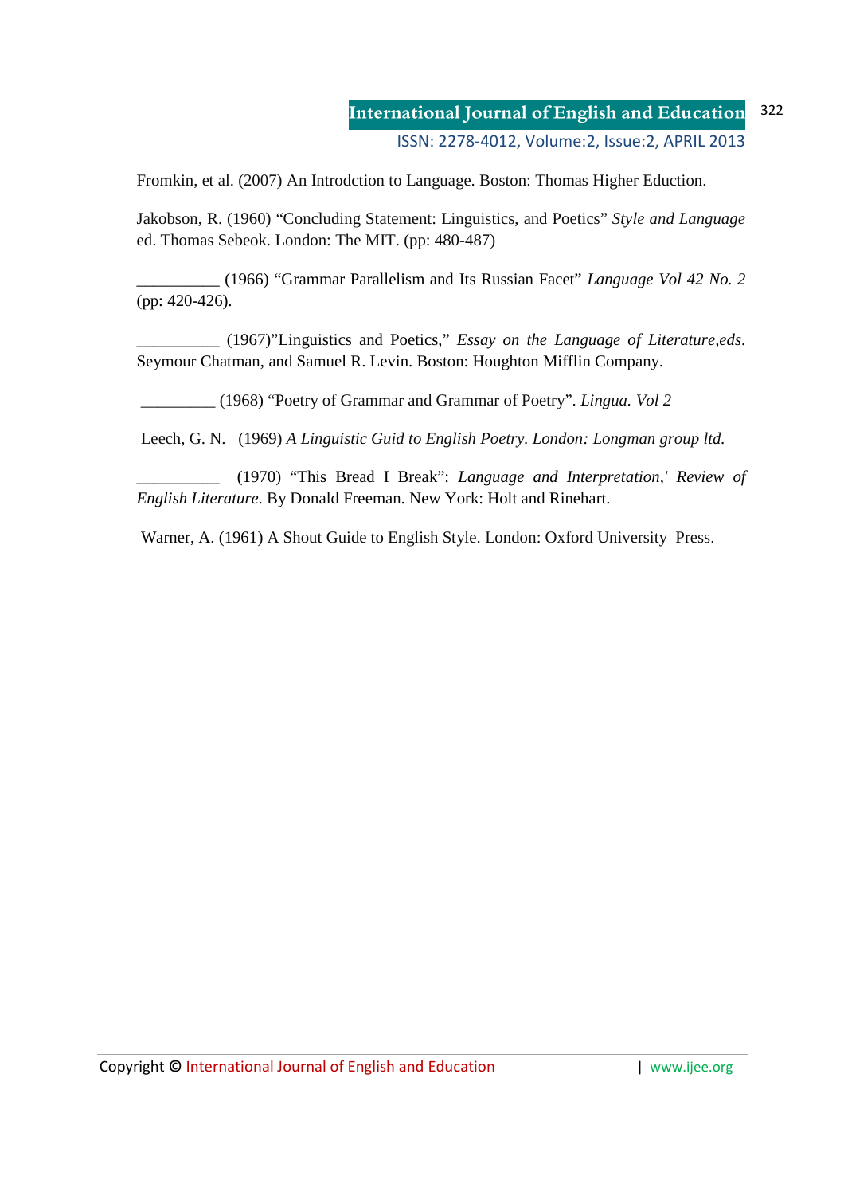Fromkin, et al. (2007) An Introdction to Language. Boston: Thomas Higher Eduction.

Jakobson, R. (1960) "Concluding Statement: Linguistics, and Poetics" *Style and Language* ed. Thomas Sebeok. London: The MIT. (pp: 480-487)

__________ (1966) "Grammar Parallelism and Its Russian Facet" *Language Vol 42 No. 2* (pp: 420-426).

__________ (1967)"Linguistics and Poetics," *Essay on the Language of Literature,eds*. Seymour Chatman, and Samuel R. Levin. Boston: Houghton Mifflin Company.

_________ (1968) "Poetry of Grammar and Grammar of Poetry". *Lingua. Vol 2*

Leech, G. N. (1969) *A Linguistic Guid to English Poetry. London: Longman group ltd.*

__________ (1970) "This Bread I Break": *Language and Interpretation,' Review of English Literature*. By Donald Freeman. New York: Holt and Rinehart.

Warner, A. (1961) A Shout Guide to English Style. London: Oxford University Press.